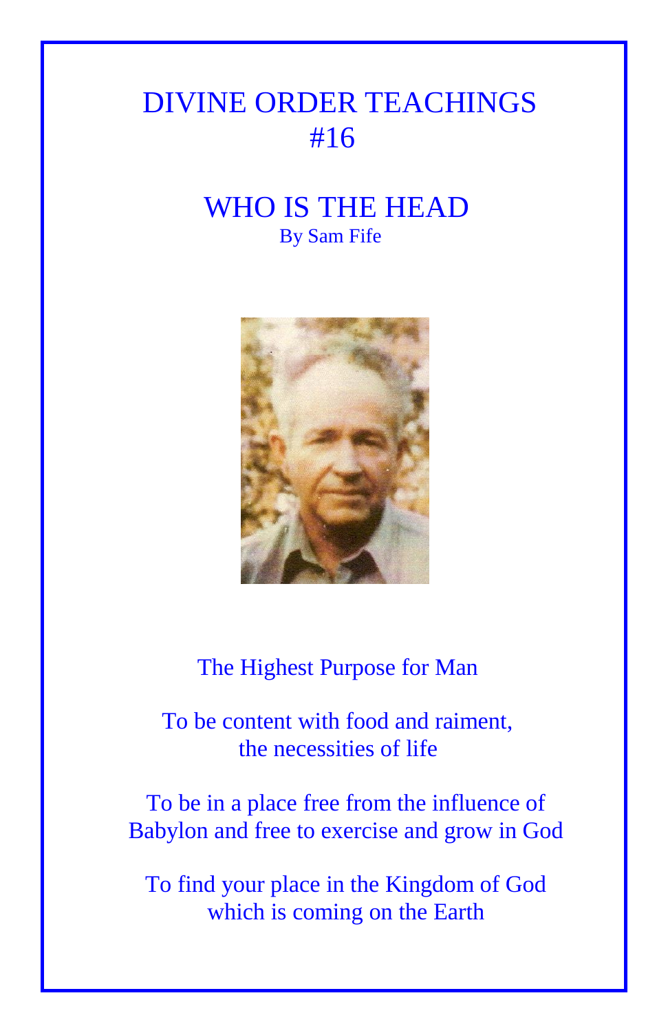# DIVINE ORDER TEACHINGS #16

## WHO IS THE HEAD

By Sam Fife

The Highest Purpose for Man

To be content with food and raiment, the necessities of life

To be in a place free from the influence of Babylon and free to exercise and grow in God

To find your place in the Kingdom of God which is coming on the Earth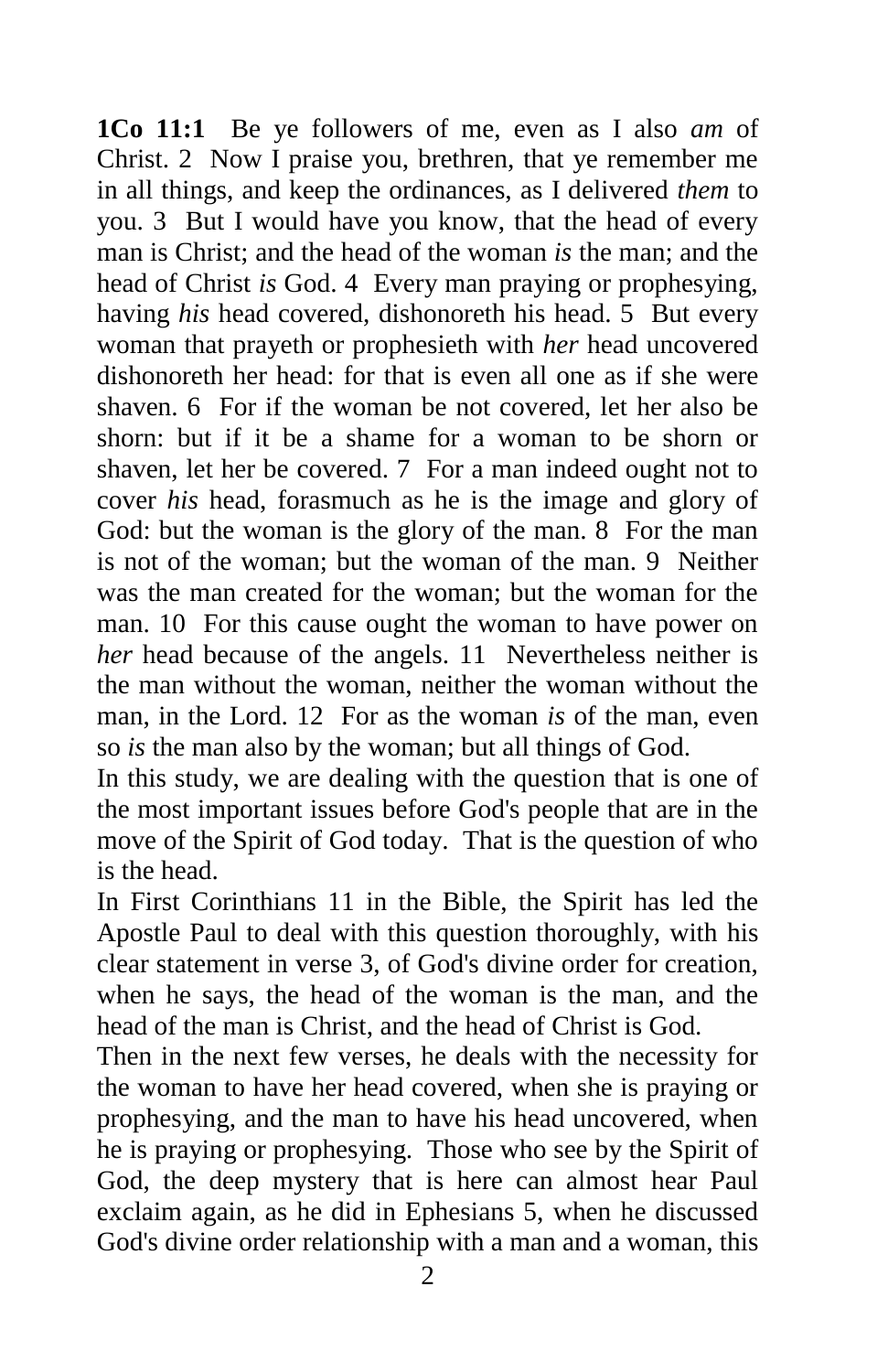**1Co 11:1** Be ye followers of me, even as I also *am* of Christ. 2 Now I praise you, brethren, that ye remember me in all things, and keep the ordinances, as I delivered *them* to you. 3 But I would have you know, that the head of every man is Christ; and the head of the woman *is* the man; and the head of Christ *is* God. 4 Every man praying or prophesying, having *his* head covered, dishonoreth his head. 5 But every woman that prayeth or prophesieth with *her* head uncovered dishonoreth her head: for that is even all one as if she were shaven. 6 For if the woman be not covered, let her also be shorn: but if it be a shame for a woman to be shorn or shaven, let her be covered. 7 For a man indeed ought not to cover *his* head, forasmuch as he is the image and glory of God: but the woman is the glory of the man. 8 For the man is not of the woman; but the woman of the man. 9 Neither was the man created for the woman; but the woman for the man. 10 For this cause ought the woman to have power on *her* head because of the angels. 11 Nevertheless neither is the man without the woman, neither the woman without the man, in the Lord. 12 For as the woman *is* of the man, even so *is* the man also by the woman; but all things of God.

In this study, we are dealing with the question that is one of the most important issues before God's people that are in the move of the Spirit of God today. That is the question of who is the head.

In First Corinthians 11 in the Bible, the Spirit has led the Apostle Paul to deal with this question thoroughly, with his clear statement in verse 3, of God's divine order for creation, when he says, the head of the woman is the man, and the head of the man is Christ, and the head of Christ is God.

Then in the next few verses, he deals with the necessity for the woman to have her head covered, when she is praying or prophesying, and the man to have his head uncovered, when he is praying or prophesying. Those who see by the Spirit of God, the deep mystery that is here can almost hear Paul exclaim again, as he did in Ephesians 5, when he discussed God's divine order relationship with a man and a woman, this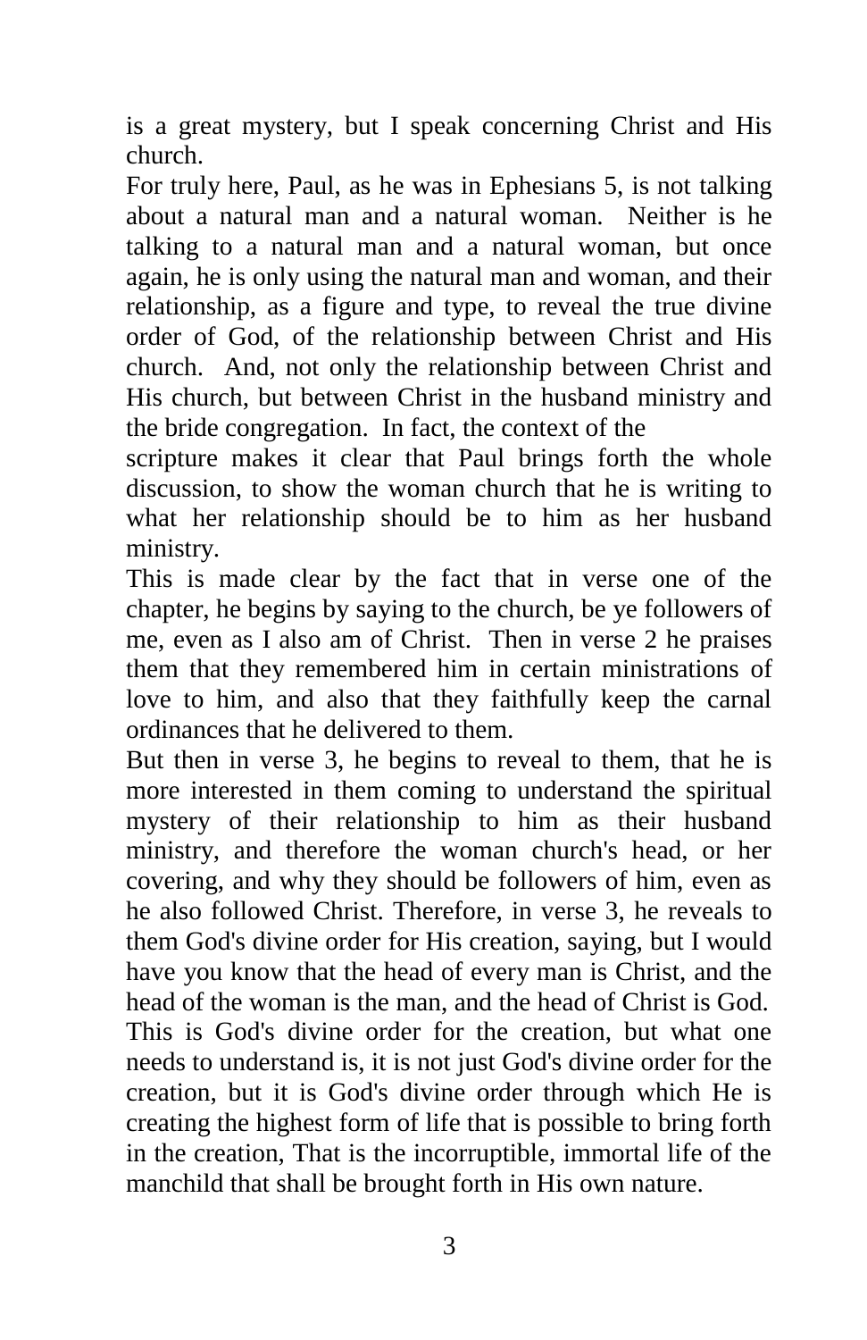is a great mystery, but I speak concerning Christ and His church.

For truly here, Paul, as he was in Ephesians 5, is not talking about a natural man and a natural woman. Neither is he talking to a natural man and a natural woman, but once again, he is only using the natural man and woman, and their relationship, as a figure and type, to reveal the true divine order of God, of the relationship between Christ and His church. And, not only the relationship between Christ and His church, but between Christ in the husband ministry and the bride congregation. In fact, the context of the scripture makes it clear that Paul brings forth the whole discussion, to show the woman church that he is writing to what her relationship should be to him as her husband ministry.

This is made clear by the fact that in verse one of the chapter, he begins by saying to the church, be ye followers of me, even as I also am of Christ. Then in verse 2 he praises them that they remembered him in certain ministrations of love to him, and also that they faithfully keep the carnal ordinances that he delivered to them.

But then in verse 3, he begins to reveal to them, that he is more interested in them coming to understand the spiritual mystery of their relationship to him as their husband ministry, and therefore the woman church's head, or her covering, and why they should be followers of him, even as he also followed Christ. Therefore, in verse 3, he reveals to them God's divine order for His creation, saying, but I would have you know that the head of every man is Christ, and the head of the woman is the man, and the head of Christ is God.

This is God's divine order for the creation, but what one needs to understand is, it is not just God's divine order for the creation, but it is God's divine order through which He is creating the highest form of life that is possible to bring forth in the creation, That is the incorruptible, immortal life of the manchild that shall be brought forth in His own nature.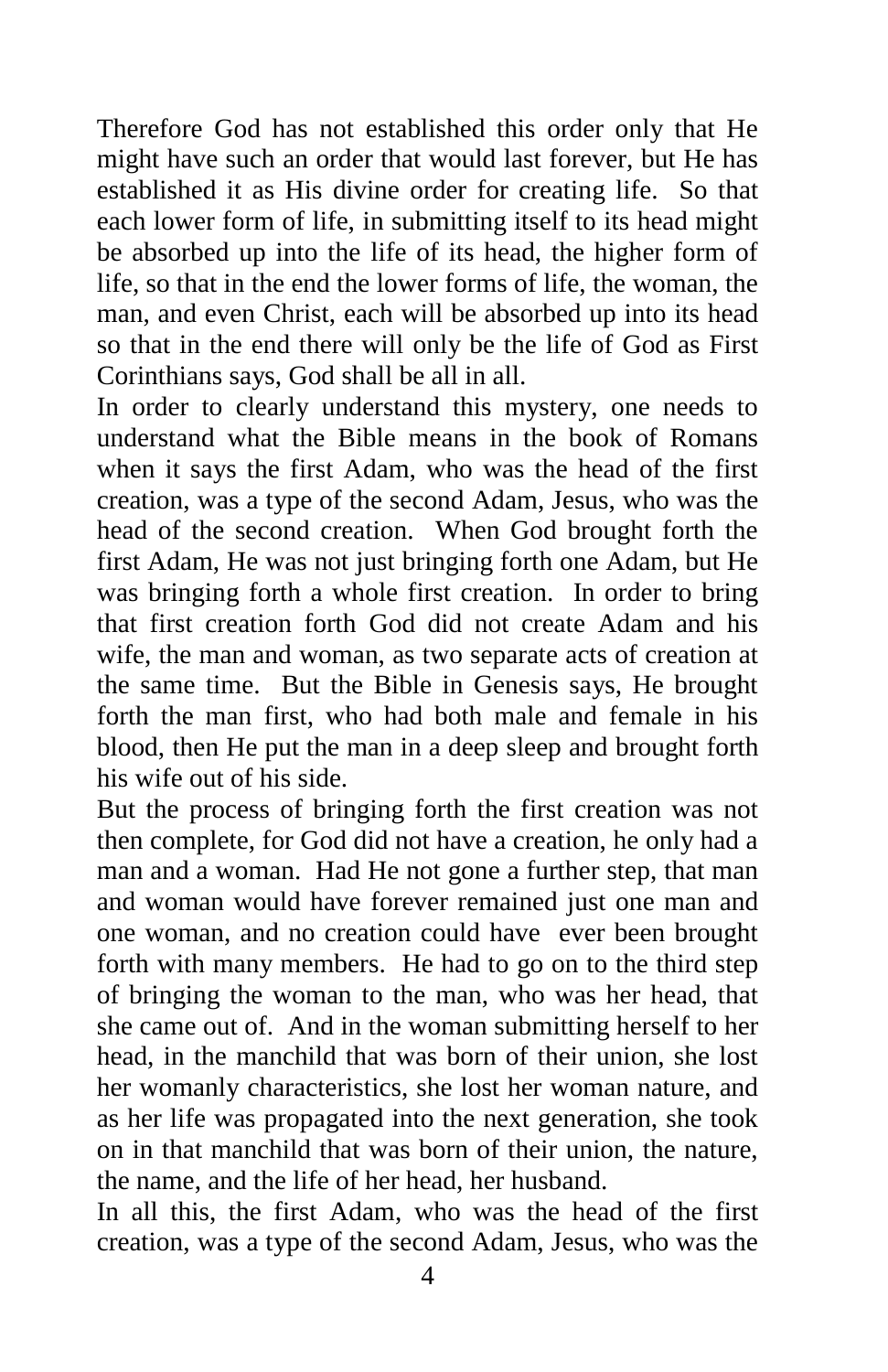Therefore God has not established this order only that He might have such an order that would last forever, but He has established it as His divine order for creating life. So that each lower form of life, in submitting itself to its head might be absorbed up into the life of its head, the higher form of life, so that in the end the lower forms of life, the woman, the man, and even Christ, each will be absorbed up into its head so that in the end there will only be the life of God as First Corinthians says, God shall be all in all.

In order to clearly understand this mystery, one needs to understand what the Bible means in the book of Romans when it says the first Adam, who was the head of the first creation, was a type of the second Adam, Jesus, who was the head of the second creation. When God brought forth the first Adam, He was not just bringing forth one Adam, but He was bringing forth a whole first creation. In order to bring that first creation forth God did not create Adam and his wife, the man and woman, as two separate acts of creation at the same time. But the Bible in Genesis says, He brought forth the man first, who had both male and female in his blood, then He put the man in a deep sleep and brought forth his wife out of his side.

But the process of bringing forth the first creation was not then complete, for God did not have a creation, he only had a man and a woman. Had He not gone a further step, that man and woman would have forever remained just one man and one woman, and no creation could have ever been brought forth with many members. He had to go on to the third step of bringing the woman to the man, who was her head, that she came out of. And in the woman submitting herself to her head, in the manchild that was born of their union, she lost her womanly characteristics, she lost her woman nature, and as her life was propagated into the next generation, she took on in that manchild that was born of their union, the nature, the name, and the life of her head, her husband.

In all this, the first Adam, who was the head of the first creation, was a type of the second Adam, Jesus, who was the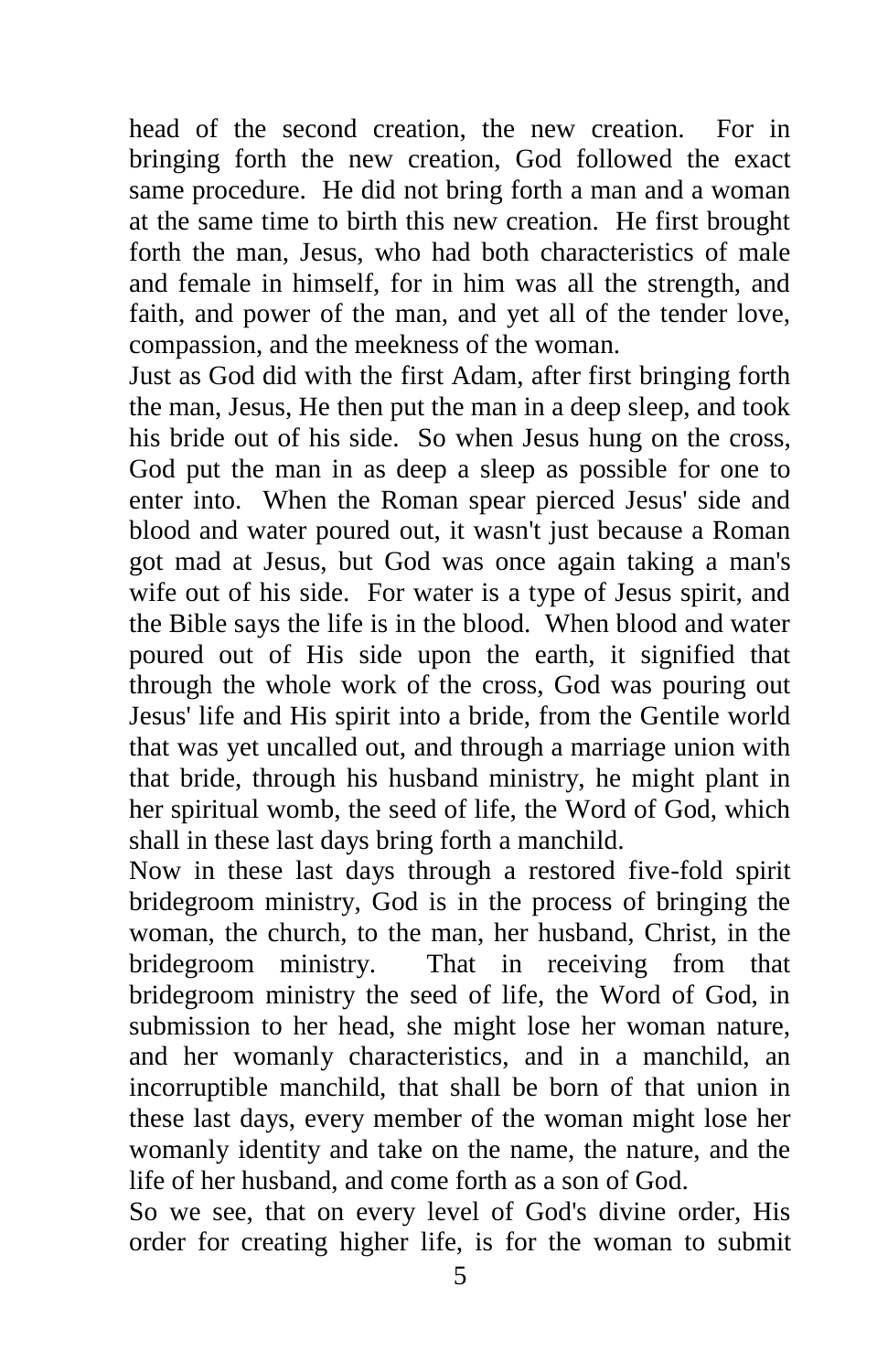head of the second creation, the new creation. For in bringing forth the new creation, God followed the exact same procedure. He did not bring forth a man and a woman at the same time to birth this new creation. He first brought forth the man, Jesus, who had both characteristics of male and female in himself, for in him was all the strength, and faith, and power of the man, and yet all of the tender love, compassion, and the meekness of the woman.

Just as God did with the first Adam, after first bringing forth the man, Jesus, He then put the man in a deep sleep, and took his bride out of his side. So when Jesus hung on the cross, God put the man in as deep a sleep as possible for one to enter into. When the Roman spear pierced Jesus' side and blood and water poured out, it wasn't just because a Roman got mad at Jesus, but God was once again taking a man's wife out of his side. For water is a type of Jesus spirit, and the Bible says the life is in the blood. When blood and water poured out of His side upon the earth, it signified that through the whole work of the cross, God was pouring out Jesus' life and His spirit into a bride, from the Gentile world that was yet uncalled out, and through a marriage union with that bride, through his husband ministry, he might plant in her spiritual womb, the seed of life, the Word of God, which shall in these last days bring forth a manchild.

Now in these last days through a restored five-fold spirit bridegroom ministry, God is in the process of bringing the woman, the church, to the man, her husband, Christ, in the bridegroom ministry. That in receiving from that bridegroom ministry the seed of life, the Word of God, in submission to her head, she might lose her woman nature, and her womanly characteristics, and in a manchild, an incorruptible manchild, that shall be born of that union in these last days, every member of the woman might lose her womanly identity and take on the name, the nature, and the life of her husband, and come forth as a son of God.

So we see, that on every level of God's divine order, His order for creating higher life, is for the woman to submit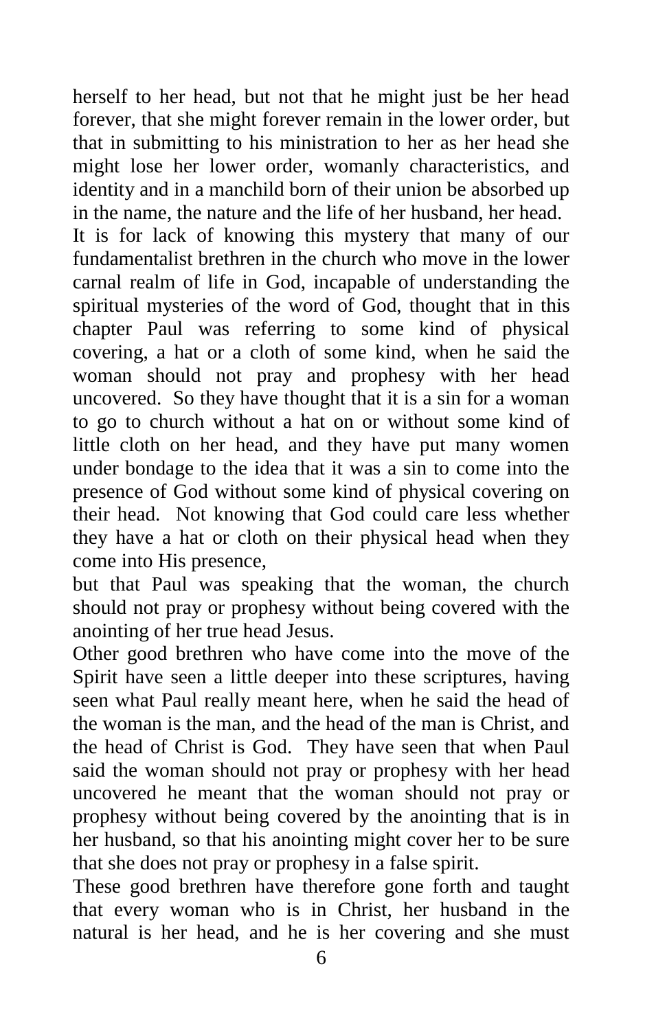herself to her head, but not that he might just be her head forever, that she might forever remain in the lower order, but that in submitting to his ministration to her as her head she might lose her lower order, womanly characteristics, and identity and in a manchild born of their union be absorbed up in the name, the nature and the life of her husband, her head.

It is for lack of knowing this mystery that many of our fundamentalist brethren in the church who move in the lower carnal realm of life in God, incapable of understanding the spiritual mysteries of the word of God, thought that in this chapter Paul was referring to some kind of physical covering, a hat or a cloth of some kind, when he said the woman should not pray and prophesy with her head uncovered. So they have thought that it is a sin for a woman to go to church without a hat on or without some kind of little cloth on her head, and they have put many women under bondage to the idea that it was a sin to come into the presence of God without some kind of physical covering on their head. Not knowing that God could care less whether they have a hat or cloth on their physical head when they come into His presence,

but that Paul was speaking that the woman, the church should not pray or prophesy without being covered with the anointing of her true head Jesus.

Other good brethren who have come into the move of the Spirit have seen a little deeper into these scriptures, having seen what Paul really meant here, when he said the head of the woman is the man, and the head of the man is Christ, and the head of Christ is God. They have seen that when Paul said the woman should not pray or prophesy with her head uncovered he meant that the woman should not pray or prophesy without being covered by the anointing that is in her husband, so that his anointing might cover her to be sure that she does not pray or prophesy in a false spirit.

These good brethren have therefore gone forth and taught that every woman who is in Christ, her husband in the natural is her head, and he is her covering and she must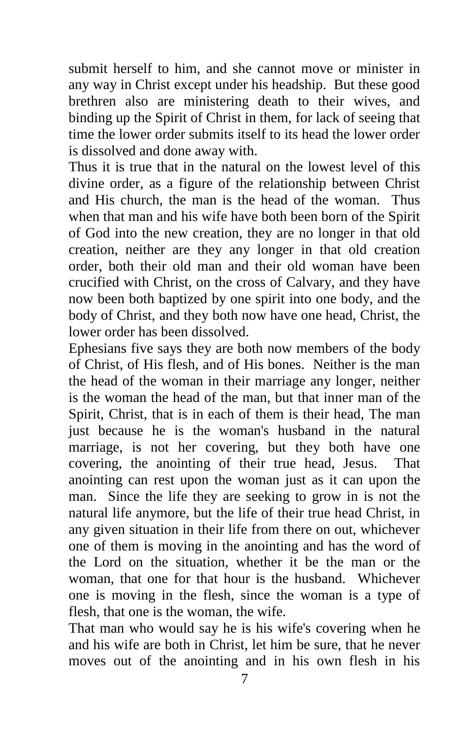submit herself to him, and she cannot move or minister in any way in Christ except under his headship. But these good brethren also are ministering death to their wives, and binding up the Spirit of Christ in them, for lack of seeing that time the lower order submits itself to its head the lower order is dissolved and done away with.

Thus it is true that in the natural on the lowest level of this divine order, as a figure of the relationship between Christ and His church, the man is the head of the woman. Thus when that man and his wife have both been born of the Spirit of God into the new creation, they are no longer in that old creation, neither are they any longer in that old creation order, both their old man and their old woman have been crucified with Christ, on the cross of Calvary, and they have now been both baptized by one spirit into one body, and the body of Christ, and they both now have one head, Christ, the lower order has been dissolved.

Ephesians five says they are both now members of the body of Christ, of His flesh, and of His bones. Neither is the man the head of the woman in their marriage any longer, neither is the woman the head of the man, but that inner man of the Spirit, Christ, that is in each of them is their head, The man just because he is the woman's husband in the natural marriage, is not her covering, but they both have one covering, the anointing of their true head, Jesus. That anointing can rest upon the woman just as it can upon the man. Since the life they are seeking to grow in is not the natural life anymore, but the life of their true head Christ, in any given situation in their life from there on out, whichever one of them is moving in the anointing and has the word of the Lord on the situation, whether it be the man or the woman, that one for that hour is the husband. Whichever one is moving in the flesh, since the woman is a type of flesh, that one is the woman, the wife.

That man who would say he is his wife's covering when he and his wife are both in Christ, let him be sure, that he never moves out of the anointing and in his own flesh in his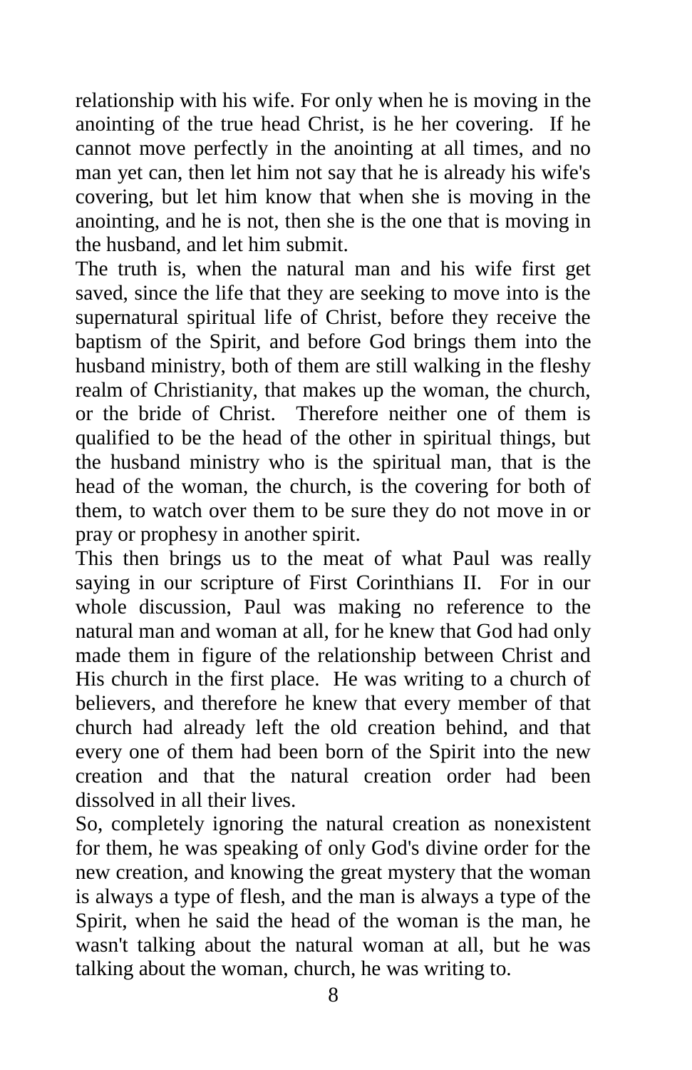relationship with his wife. For only when he is moving in the anointing of the true head Christ, is he her covering. If he cannot move perfectly in the anointing at all times, and no man yet can, then let him not say that he is already his wife's covering, but let him know that when she is moving in the anointing, and he is not, then she is the one that is moving in the husband, and let him submit.

The truth is, when the natural man and his wife first get saved, since the life that they are seeking to move into is the supernatural spiritual life of Christ, before they receive the baptism of the Spirit, and before God brings them into the husband ministry, both of them are still walking in the fleshy realm of Christianity, that makes up the woman, the church, or the bride of Christ. Therefore neither one of them is qualified to be the head of the other in spiritual things, but the husband ministry who is the spiritual man, that is the head of the woman, the church, is the covering for both of them, to watch over them to be sure they do not move in or pray or prophesy in another spirit.

This then brings us to the meat of what Paul was really saying in our scripture of First Corinthians II. For in our whole discussion, Paul was making no reference to the natural man and woman at all, for he knew that God had only made them in figure of the relationship between Christ and His church in the first place. He was writing to a church of believers, and therefore he knew that every member of that church had already left the old creation behind, and that every one of them had been born of the Spirit into the new creation and that the natural creation order had been dissolved in all their lives.

So, completely ignoring the natural creation as nonexistent for them, he was speaking of only God's divine order for the new creation, and knowing the great mystery that the woman is always a type of flesh, and the man is always a type of the Spirit, when he said the head of the woman is the man, he wasn't talking about the natural woman at all, but he was talking about the woman, church, he was writing to.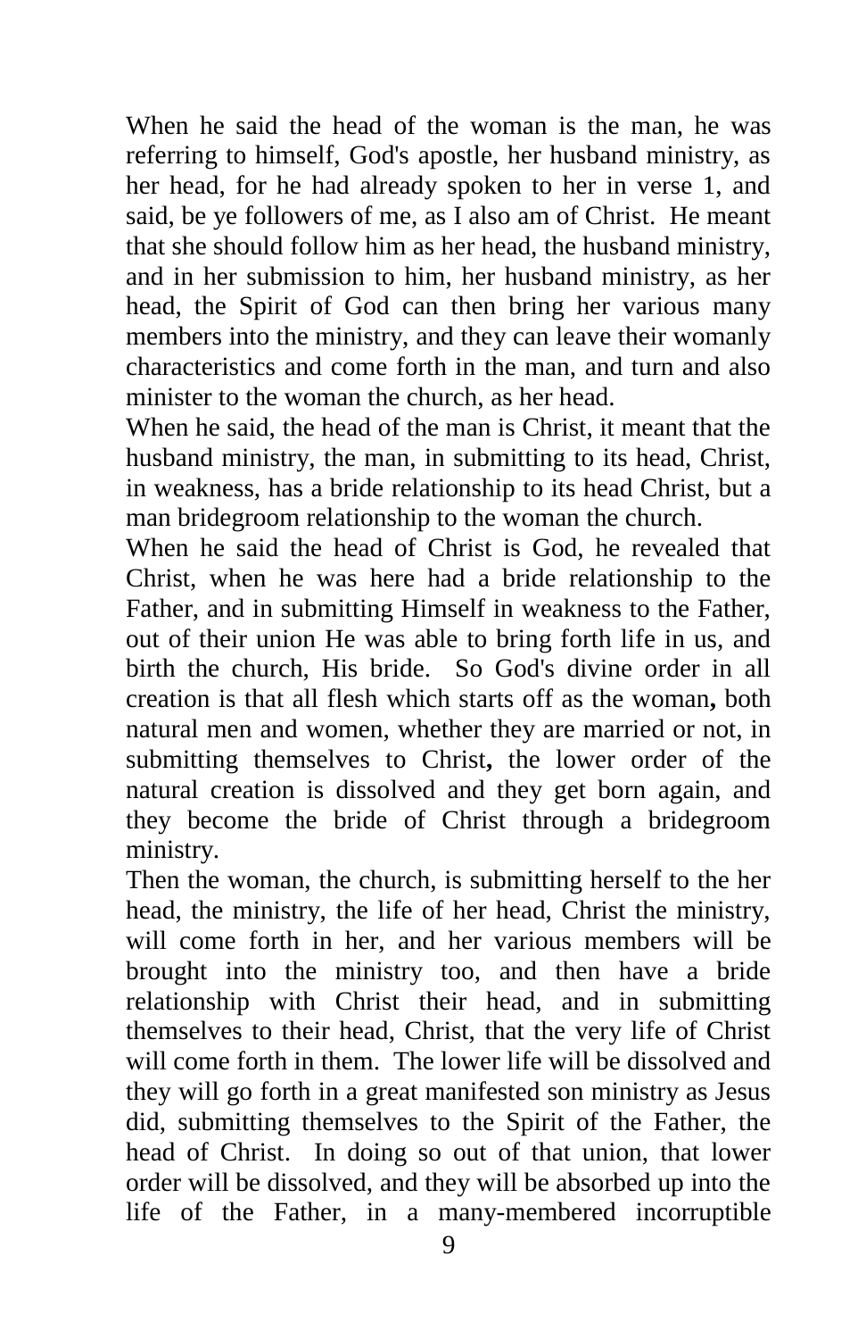When he said the head of the woman is the man, he was referring to himself, God's apostle, her husband ministry, as her head, for he had already spoken to her in verse 1, and said, be ye followers of me, as I also am of Christ. He meant that she should follow him as her head, the husband ministry, and in her submission to him, her husband ministry, as her head, the Spirit of God can then bring her various many members into the ministry, and they can leave their womanly characteristics and come forth in the man, and turn and also minister to the woman the church, as her head.

When he said, the head of the man is Christ, it meant that the husband ministry, the man, in submitting to its head, Christ, in weakness, has a bride relationship to its head Christ, but a man bridegroom relationship to the woman the church.

When he said the head of Christ is God, he revealed that Christ, when he was here had a bride relationship to the Father, and in submitting Himself in weakness to the Father, out of their union He was able to bring forth life in us, and birth the church, His bride. So God's divine order in all creation is that all flesh which starts off as the woman**,** both natural men and women, whether they are married or not, in submitting themselves to Christ**,** the lower order of the natural creation is dissolved and they get born again, and they become the bride of Christ through a bridegroom ministry.

Then the woman, the church, is submitting herself to the her head, the ministry, the life of her head, Christ the ministry, will come forth in her, and her various members will be brought into the ministry too, and then have a bride relationship with Christ their head, and in submitting themselves to their head, Christ, that the very life of Christ will come forth in them. The lower life will be dissolved and they will go forth in a great manifested son ministry as Jesus did, submitting themselves to the Spirit of the Father, the head of Christ. In doing so out of that union, that lower order will be dissolved, and they will be absorbed up into the life of the Father, in a many-membered incorruptible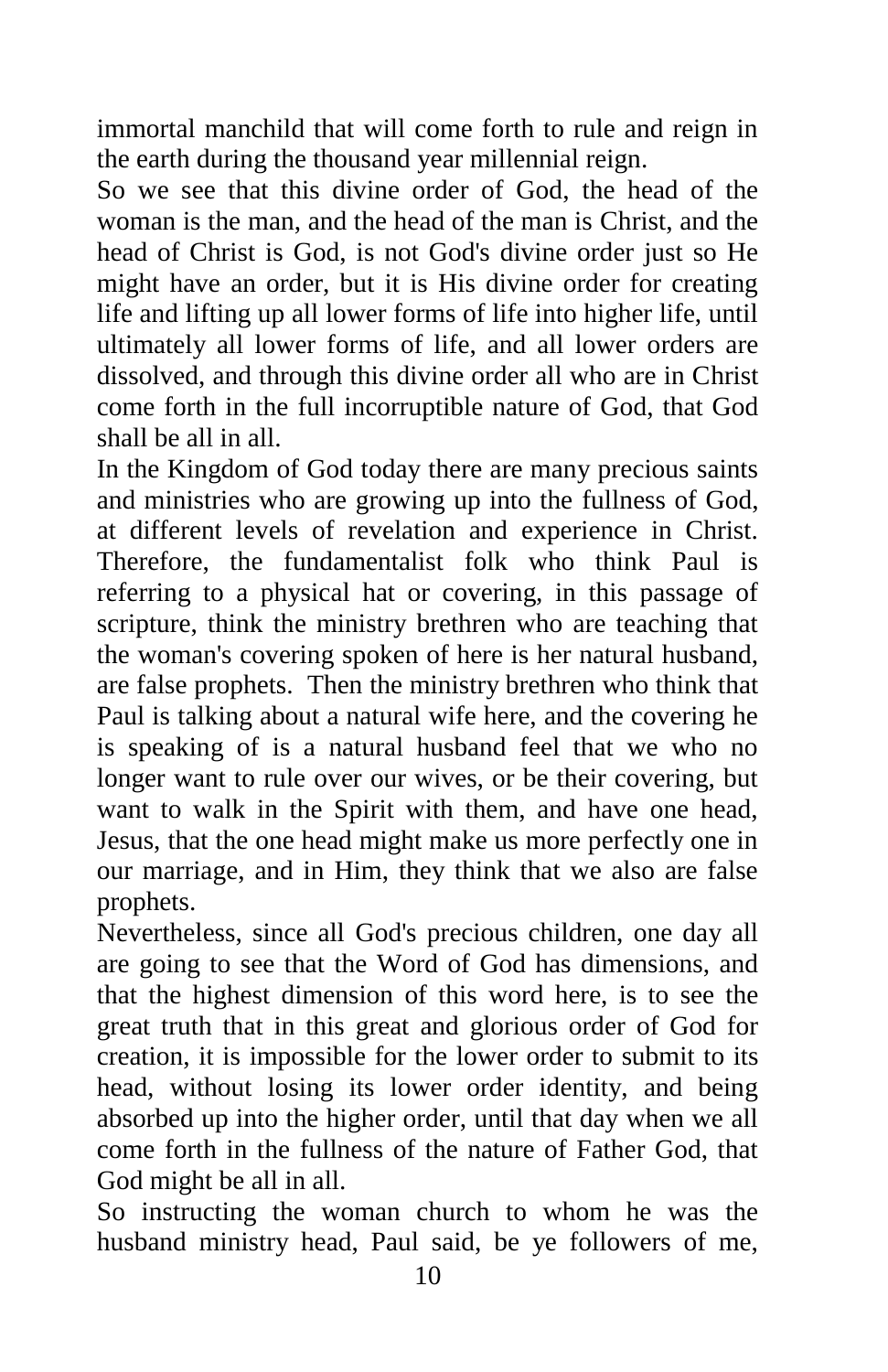immortal manchild that will come forth to rule and reign in the earth during the thousand year millennial reign.

So we see that this divine order of God, the head of the woman is the man, and the head of the man is Christ, and the head of Christ is God, is not God's divine order just so He might have an order, but it is His divine order for creating life and lifting up all lower forms of life into higher life, until ultimately all lower forms of life, and all lower orders are dissolved, and through this divine order all who are in Christ come forth in the full incorruptible nature of God, that God shall be all in all.

In the Kingdom of God today there are many precious saints and ministries who are growing up into the fullness of God, at different levels of revelation and experience in Christ. Therefore, the fundamentalist folk who think Paul is referring to a physical hat or covering, in this passage of scripture, think the ministry brethren who are teaching that the woman's covering spoken of here is her natural husband, are false prophets. Then the ministry brethren who think that Paul is talking about a natural wife here, and the covering he is speaking of is a natural husband feel that we who no longer want to rule over our wives, or be their covering, but want to walk in the Spirit with them, and have one head, Jesus, that the one head might make us more perfectly one in our marriage, and in Him, they think that we also are false prophets.

Nevertheless, since all God's precious children, one day all are going to see that the Word of God has dimensions, and that the highest dimension of this word here, is to see the great truth that in this great and glorious order of God for creation, it is impossible for the lower order to submit to its head, without losing its lower order identity, and being absorbed up into the higher order, until that day when we all come forth in the fullness of the nature of Father God, that God might be all in all.

So instructing the woman church to whom he was the husband ministry head, Paul said, be ye followers of me,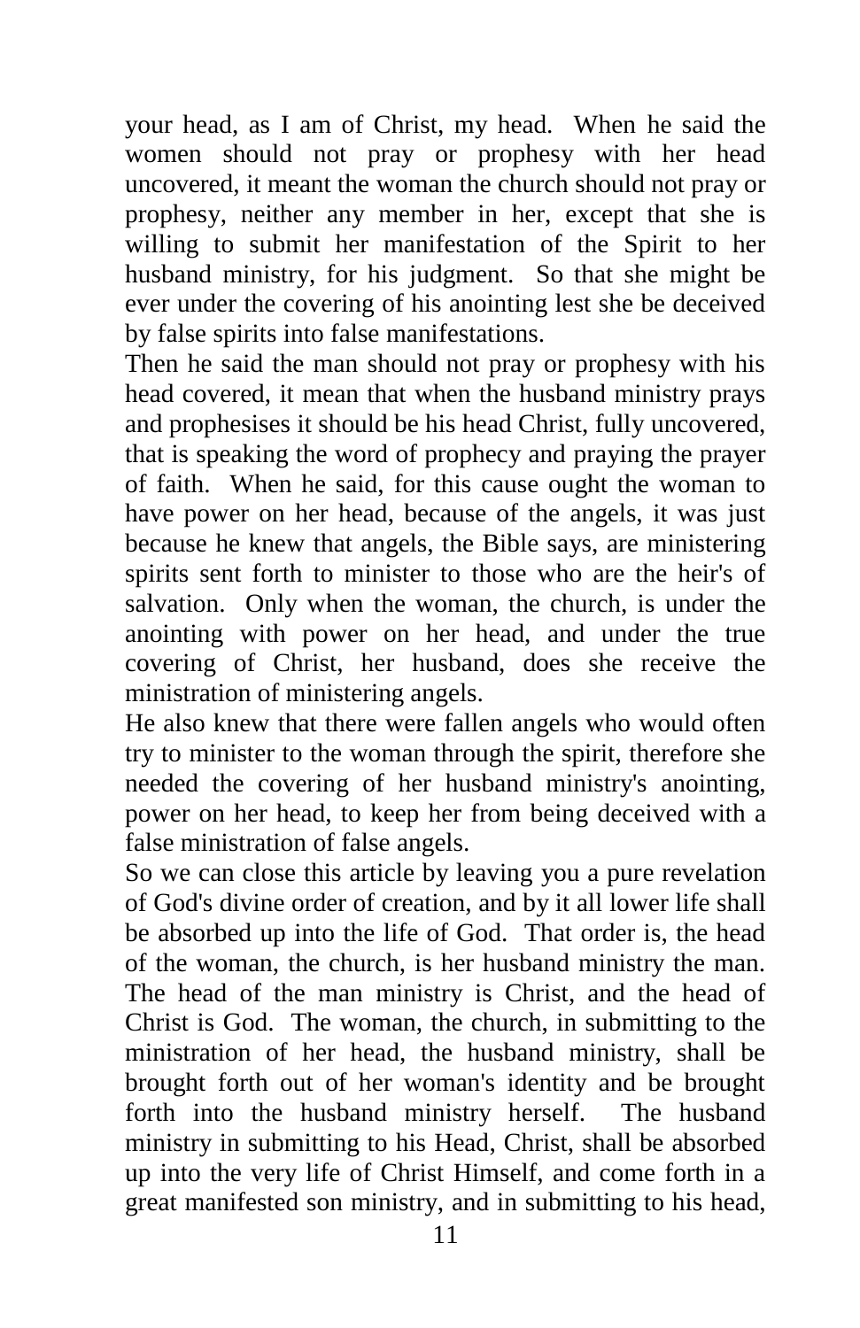your head, as I am of Christ, my head. When he said the women should not pray or prophesy with her head uncovered, it meant the woman the church should not pray or prophesy, neither any member in her, except that she is willing to submit her manifestation of the Spirit to her husband ministry, for his judgment. So that she might be ever under the covering of his anointing lest she be deceived by false spirits into false manifestations.

Then he said the man should not pray or prophesy with his head covered, it mean that when the husband ministry prays and prophesises it should be his head Christ, fully uncovered, that is speaking the word of prophecy and praying the prayer of faith. When he said, for this cause ought the woman to have power on her head, because of the angels, it was just because he knew that angels, the Bible says, are ministering spirits sent forth to minister to those who are the heir's of salvation. Only when the woman, the church, is under the anointing with power on her head, and under the true covering of Christ, her husband, does she receive the ministration of ministering angels.

He also knew that there were fallen angels who would often try to minister to the woman through the spirit, therefore she needed the covering of her husband ministry's anointing, power on her head, to keep her from being deceived with a false ministration of false angels.

So we can close this article by leaving you a pure revelation of God's divine order of creation, and by it all lower life shall be absorbed up into the life of God. That order is, the head of the woman, the church, is her husband ministry the man. The head of the man ministry is Christ, and the head of Christ is God. The woman, the church, in submitting to the ministration of her head, the husband ministry, shall be brought forth out of her woman's identity and be brought forth into the husband ministry herself. The husband ministry in submitting to his Head, Christ, shall be absorbed up into the very life of Christ Himself, and come forth in a great manifested son ministry, and in submitting to his head,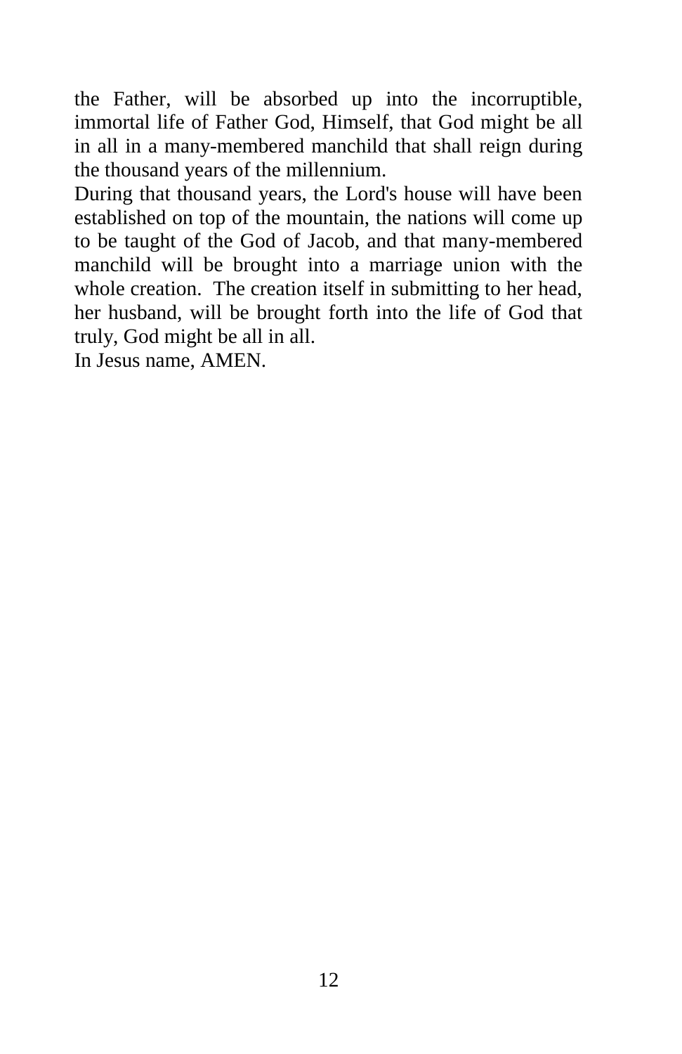the Father, will be absorbed up into the incorruptible, immortal life of Father God, Himself, that God might be all in all in a many-membered manchild that shall reign during the thousand years of the millennium.

During that thousand years, the Lord's house will have been established on top of the mountain, the nations will come up to be taught of the God of Jacob, and that many-membered manchild will be brought into a marriage union with the whole creation. The creation itself in submitting to her head, her husband, will be brought forth into the life of God that truly, God might be all in all.

In Jesus name, AMEN.